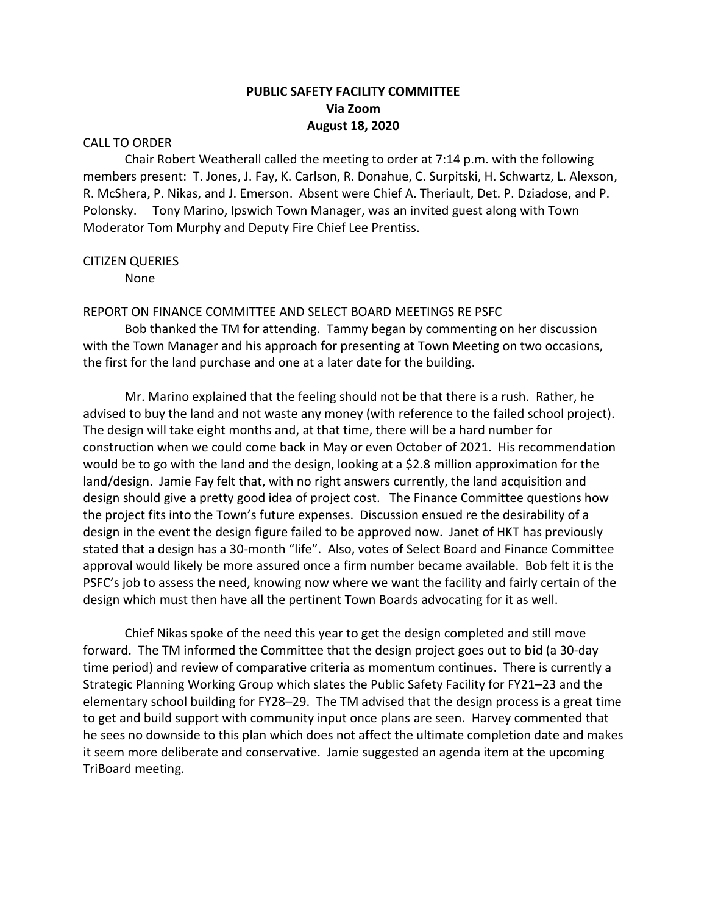# PUBLIC SAFETY FACILITY COMMITTEE
## Via Zoom
## August 18, 2020

CALL TO ORDER

Chair Robert Weatherall called the meeting to order at 7:14 p.m. with the following members present: T. Jones, J. Fay, K. Carlson, R. Donahue, C. Surpitski, H. Schwartz, L. Alexson, R. McShera, P. Nikas, and J. Emerson. Absent were Chief A. Theriault, Det. P. Dziadose, and P. Polonsky. Tony Marino, Ipswich Town Manager, was an invited guest along with Town Moderator Tom Murphy and Deputy Fire Chief Lee Prentiss.

CITIZEN QUERIES

None

REPORT ON FINANCE COMMITTEE AND SELECT BOARD MEETINGS RE PSFC

Bob thanked the TM for attending. Tammy began by commenting on her discussion with the Town Manager and his approach for presenting at Town Meeting on two occasions, the first for the land purchase and one at a later date for the building.

Mr. Marino explained that the feeling should not be that there is a rush. Rather, he advised to buy the land and not waste any money (with reference to the failed school project). The design will take eight months and, at that time, there will be a hard number for construction when we could come back in May or even October of 2021. His recommendation would be to go with the land and the design, looking at a $2.8 million approximation for the land/design. Jamie Fay felt that, with no right answers currently, the land acquisition and design should give a pretty good idea of project cost. The Finance Committee questions how the project fits into the Town's future expenses. Discussion ensued re the desirability of a design in the event the design figure failed to be approved now. Janet of HKT has previously stated that a design has a 30-month "life". Also, votes of Select Board and Finance Committee approval would likely be more assured once a firm number became available. Bob felt it is the PSFC's job to assess the need, knowing now where we want the facility and fairly certain of the design which must then have all the pertinent Town Boards advocating for it as well.

Chief Nikas spoke of the need this year to get the design completed and still move forward. The TM informed the Committee that the design project goes out to bid (a 30-day time period) and review of comparative criteria as momentum continues. There is currently a Strategic Planning Working Group which slates the Public Safety Facility for FY21–23 and the elementary school building for FY28–29. The TM advised that the design process is a great time to get and build support with community input once plans are seen. Harvey commented that he sees no downside to this plan which does not affect the ultimate completion date and makes it seem more deliberate and conservative. Jamie suggested an agenda item at the upcoming TriBoard meeting.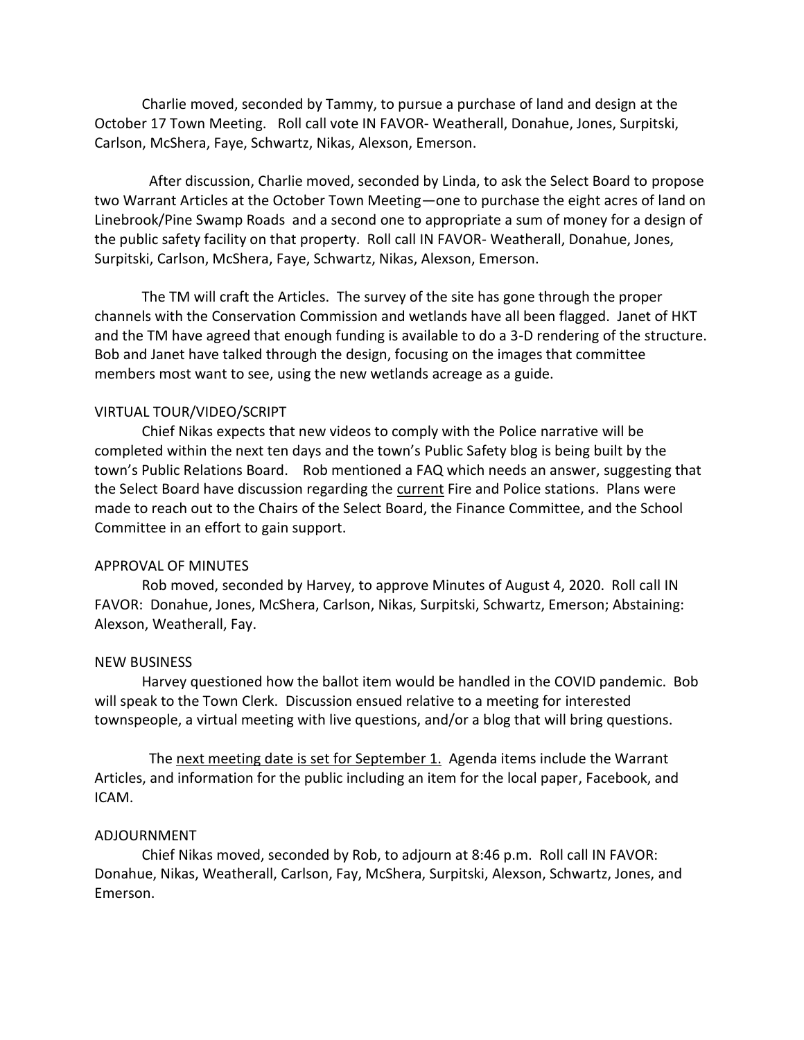Charlie moved, seconded by Tammy, to pursue a purchase of land and design at the October 17 Town Meeting. Roll call vote IN FAVOR- Weatherall, Donahue, Jones, Surpitski, Carlson, McShera, Faye, Schwartz, Nikas, Alexson, Emerson.

After discussion, Charlie moved, seconded by Linda, to ask the Select Board to propose two Warrant Articles at the October Town Meeting—one to purchase the eight acres of land on Linebrook/Pine Swamp Roads and a second one to appropriate a sum of money for a design of the public safety facility on that property. Roll call IN FAVOR- Weatherall, Donahue, Jones, Surpitski, Carlson, McShera, Faye, Schwartz, Nikas, Alexson, Emerson.

The TM will craft the Articles. The survey of the site has gone through the proper channels with the Conservation Commission and wetlands have all been flagged. Janet of HKT and the TM have agreed that enough funding is available to do a 3-D rendering of the structure. Bob and Janet have talked through the design, focusing on the images that committee members most want to see, using the new wetlands acreage as a guide.

VIRTUAL TOUR/VIDEO/SCRIPT

Chief Nikas expects that new videos to comply with the Police narrative will be completed within the next ten days and the town's Public Safety blog is being built by the town's Public Relations Board. Rob mentioned a FAQ which needs an answer, suggesting that the Select Board have discussion regarding the current Fire and Police stations. Plans were made to reach out to the Chairs of the Select Board, the Finance Committee, and the School Committee in an effort to gain support.

APPROVAL OF MINUTES

Rob moved, seconded by Harvey, to approve Minutes of August 4, 2020. Roll call IN FAVOR: Donahue, Jones, McShera, Carlson, Nikas, Surpitski, Schwartz, Emerson; Abstaining: Alexson, Weatherall, Fay.

NEW BUSINESS

Harvey questioned how the ballot item would be handled in the COVID pandemic. Bob will speak to the Town Clerk. Discussion ensued relative to a meeting for interested townspeople, a virtual meeting with live questions, and/or a blog that will bring questions.

The next meeting date is set for September 1. Agenda items include the Warrant Articles, and information for the public including an item for the local paper, Facebook, and ICAM.

ADJOURNMENT

Chief Nikas moved, seconded by Rob, to adjourn at 8:46 p.m. Roll call IN FAVOR: Donahue, Nikas, Weatherall, Carlson, Fay, McShera, Surpitski, Alexson, Schwartz, Jones, and Emerson.